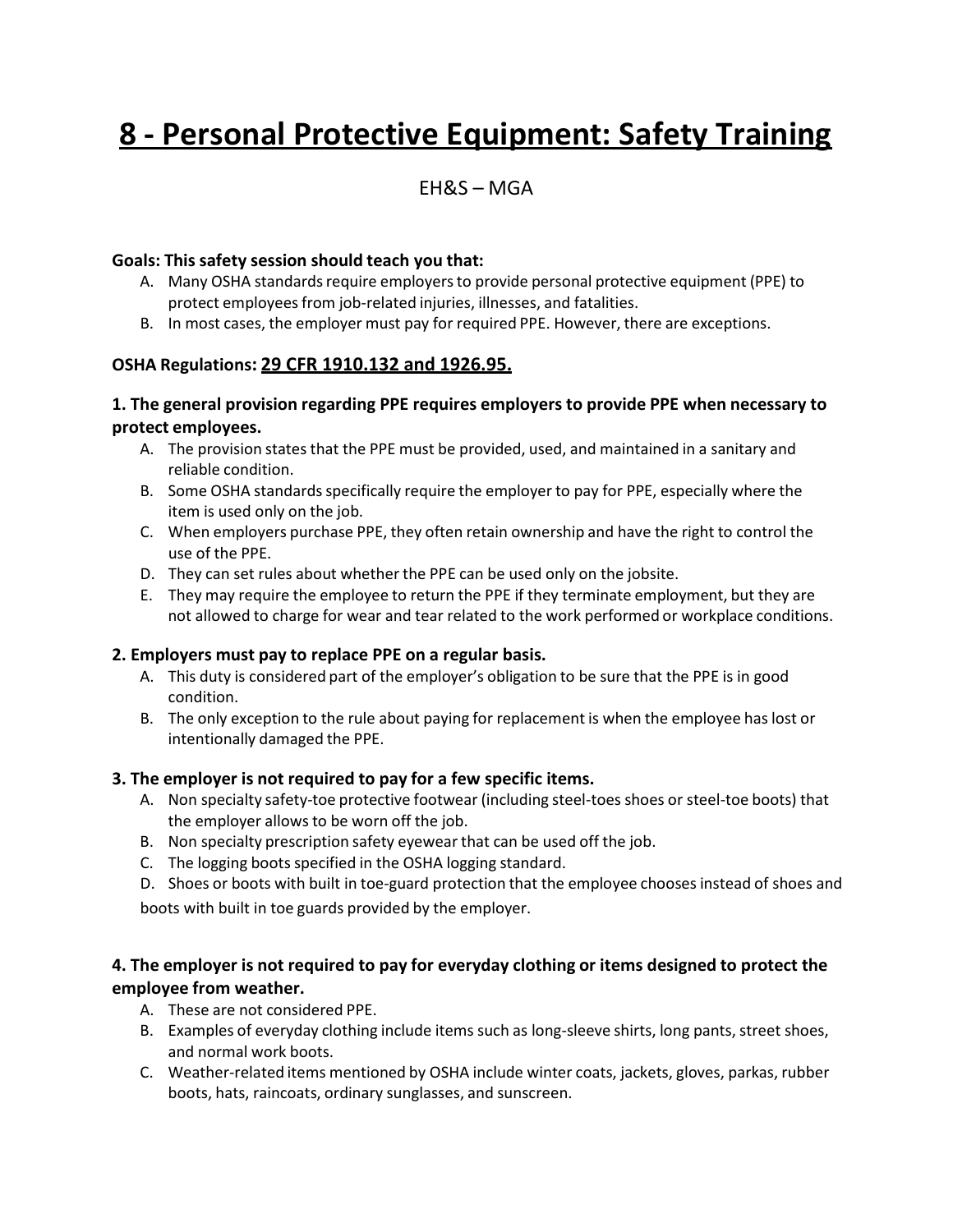# 8 - Personal Protective Equipment: Safety Training

EH&S – MGA

**Goals: This safety session should teach you that:**

A. Many OSHA standards require employers to provide personal protective equipment (PPE) to protect employees from job-related injuries, illnesses, and fatalities.
B. In most cases, the employer must pay for required PPE. However, there are exceptions.

**OSHA Regulations: <u>29 CFR 1910.132 and 1926.95.</u>**

### 1. The general provision regarding PPE requires employers to provide PPE when necessary to protect employees.

A. The provision states that the PPE must be provided, used, and maintained in a sanitary and reliable condition.
B. Some OSHA standards specifically require the employer to pay for PPE, especially where the item is used only on the job.
C. When employers purchase PPE, they often retain ownership and have the right to control the use of the PPE.
D. They can set rules about whether the PPE can be used only on the jobsite.
E. They may require the employee to return the PPE if they terminate employment, but they are not allowed to charge for wear and tear related to the work performed or workplace conditions.

### 2. Employers must pay to replace PPE on a regular basis.

A. This duty is considered part of the employer's obligation to be sure that the PPE is in good condition.
B. The only exception to the rule about paying for replacement is when the employee has lost or intentionally damaged the PPE.

### 3. The employer is not required to pay for a few specific items.

A. Non specialty safety-toe protective footwear (including steel-toes shoes or steel-toe boots) that the employer allows to be worn off the job.
B. Non specialty prescription safety eyewear that can be used off the job.
C. The logging boots specified in the OSHA logging standard.
D. Shoes or boots with built in toe-guard protection that the employee chooses instead of shoes and boots with built in toe guards provided by the employer.

### 4. The employer is not required to pay for everyday clothing or items designed to protect the employee from weather.

A. These are not considered PPE.
B. Examples of everyday clothing include items such as long-sleeve shirts, long pants, street shoes, and normal work boots.
C. Weather-related items mentioned by OSHA include winter coats, jackets, gloves, parkas, rubber boots, hats, raincoats, ordinary sunglasses, and sunscreen.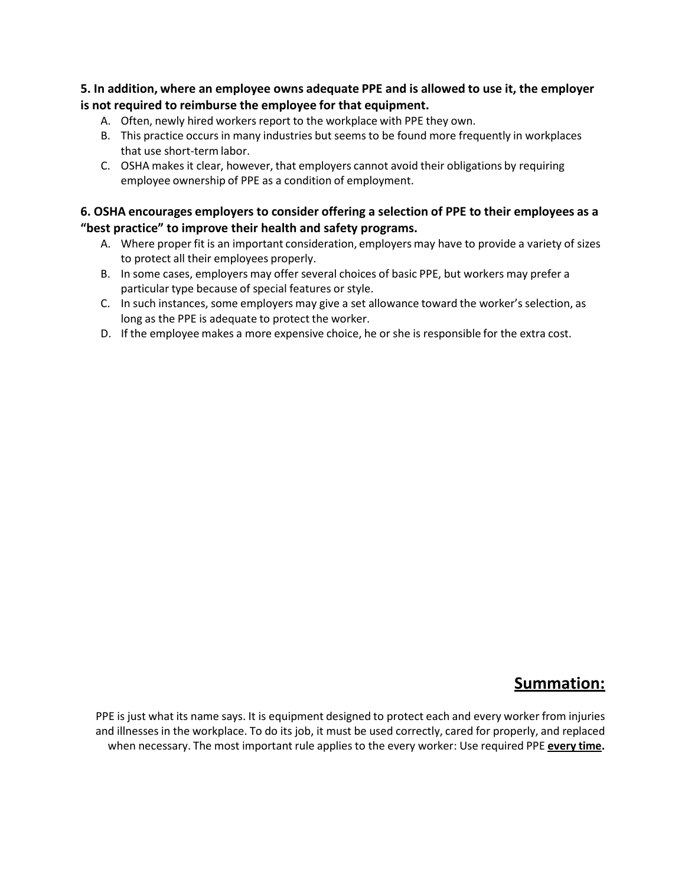**5. In addition, where an employee owns adequate PPE and is allowed to use it, the employer is not required to reimburse the employee for that equipment.**

A. Often, newly hired workers report to the workplace with PPE they own.
B. This practice occurs in many industries but seems to be found more frequently in workplaces that use short-term labor.
C. OSHA makes it clear, however, that employers cannot avoid their obligations by requiring employee ownership of PPE as a condition of employment.

**6. OSHA encourages employers to consider offering a selection of PPE to their employees as a "best practice" to improve their health and safety programs.**

A. Where proper fit is an important consideration, employers may have to provide a variety of sizes to protect all their employees properly.
B. In some cases, employers may offer several choices of basic PPE, but workers may prefer a particular type because of special features or style.
C. In such instances, some employers may give a set allowance toward the worker's selection, as long as the PPE is adequate to protect the worker.
D. If the employee makes a more expensive choice, he or she is responsible for the extra cost.

## Summation:

PPE is just what its name says. It is equipment designed to protect each and every worker from injuries and illnesses in the workplace. To do its job, it must be used correctly, cared for properly, and replaced when necessary. The most important rule applies to the every worker: Use required PPE **every time.**